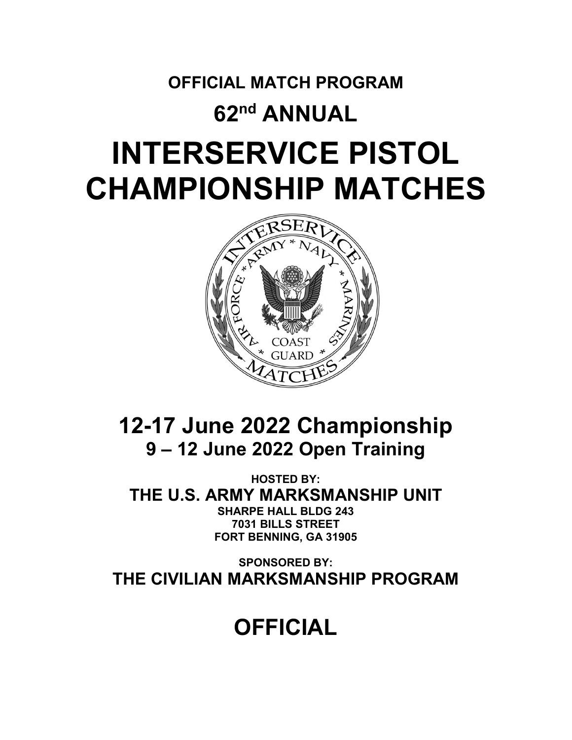**OFFICIAL MATCH PROGRAM**

**62nd ANNUAL**

# INTERSERVICE PISTOL CHAMPIONSHIP MATCHES

## 12-17 June 2022 Championship

### 9 – 12 June 2022 Open Training

**HOSTED BY:**

**THE U.S. ARMY MARKSMANSHIP UNIT**

**SHARPE HALL BLDG 243**
**7031 BILLS STREET**
**FORT BENNING, GA 31905**

**SPONSORED BY:**

**THE CIVILIAN MARKSMANSHIP PROGRAM**

## OFFICIAL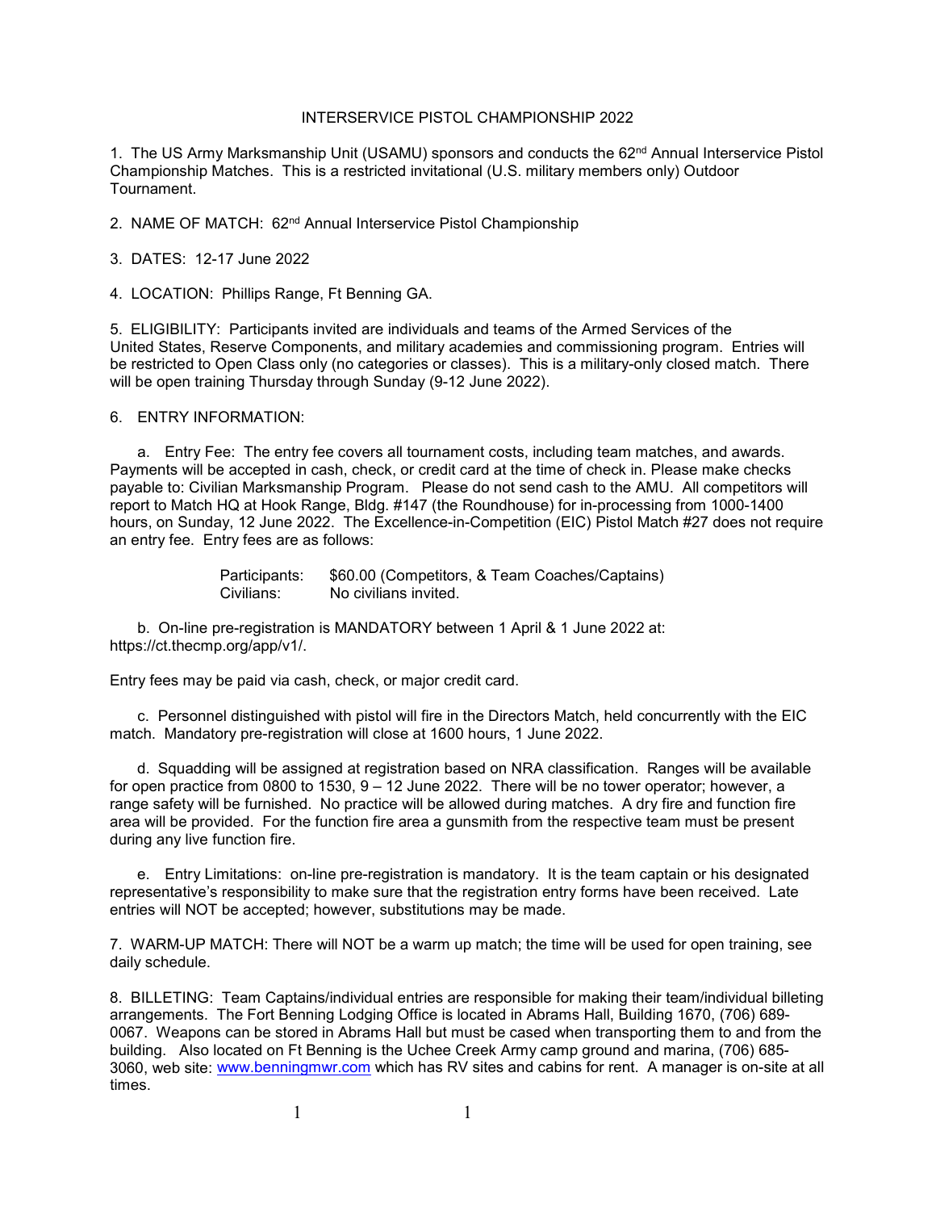# INTERSERVICE PISTOL CHAMPIONSHIP 2022

1. The US Army Marksmanship Unit (USAMU) sponsors and conducts the 62nd Annual Interservice Pistol Championship Matches. This is a restricted invitational (U.S. military members only) Outdoor Tournament.

2. NAME OF MATCH: 62nd Annual Interservice Pistol Championship

3. DATES: 12-17 June 2022

4. LOCATION: Phillips Range, Ft Benning GA.

5. ELIGIBILITY: Participants invited are individuals and teams of the Armed Services of the United States, Reserve Components, and military academies and commissioning program. Entries will be restricted to Open Class only (no categories or classes). This is a military-only closed match. There will be open training Thursday through Sunday (9-12 June 2022).

6. ENTRY INFORMATION:

a. Entry Fee: The entry fee covers all tournament costs, including team matches, and awards. Payments will be accepted in cash, check, or credit card at the time of check in. Please make checks payable to: Civilian Marksmanship Program. Please do not send cash to the AMU. All competitors will report to Match HQ at Hook Range, Bldg. #147 (the Roundhouse) for in-processing from 1000-1400 hours, on Sunday, 12 June 2022. The Excellence-in-Competition (EIC) Pistol Match #27 does not require an entry fee. Entry fees are as follows:

| | |
|---|---|
| Participants: | $60.00 (Competitors, & Team Coaches/Captains) |
| Civilians: | No civilians invited. |

b. On-line pre-registration is MANDATORY between 1 April & 1 June 2022 at: https://ct.thecmp.org/app/v1/.

Entry fees may be paid via cash, check, or major credit card.

c. Personnel distinguished with pistol will fire in the Directors Match, held concurrently with the EIC match. Mandatory pre-registration will close at 1600 hours, 1 June 2022.

d. Squadding will be assigned at registration based on NRA classification. Ranges will be available for open practice from 0800 to 1530, 9 – 12 June 2022. There will be no tower operator; however, a range safety will be furnished. No practice will be allowed during matches. A dry fire and function fire area will be provided. For the function fire area a gunsmith from the respective team must be present during any live function fire.

e. Entry Limitations: on-line pre-registration is mandatory. It is the team captain or his designated representative's responsibility to make sure that the registration entry forms have been received. Late entries will NOT be accepted; however, substitutions may be made.

7. WARM-UP MATCH: There will NOT be a warm up match; the time will be used for open training, see daily schedule.

8. BILLETING: Team Captains/individual entries are responsible for making their team/individual billeting arrangements. The Fort Benning Lodging Office is located in Abrams Hall, Building 1670, (706) 689-0067. Weapons can be stored in Abrams Hall but must be cased when transporting them to and from the building. Also located on Ft Benning is the Uchee Creek Army camp ground and marina, (706) 685-3060, web site: www.benningmwr.com which has RV sites and cabins for rent. A manager is on-site at all times.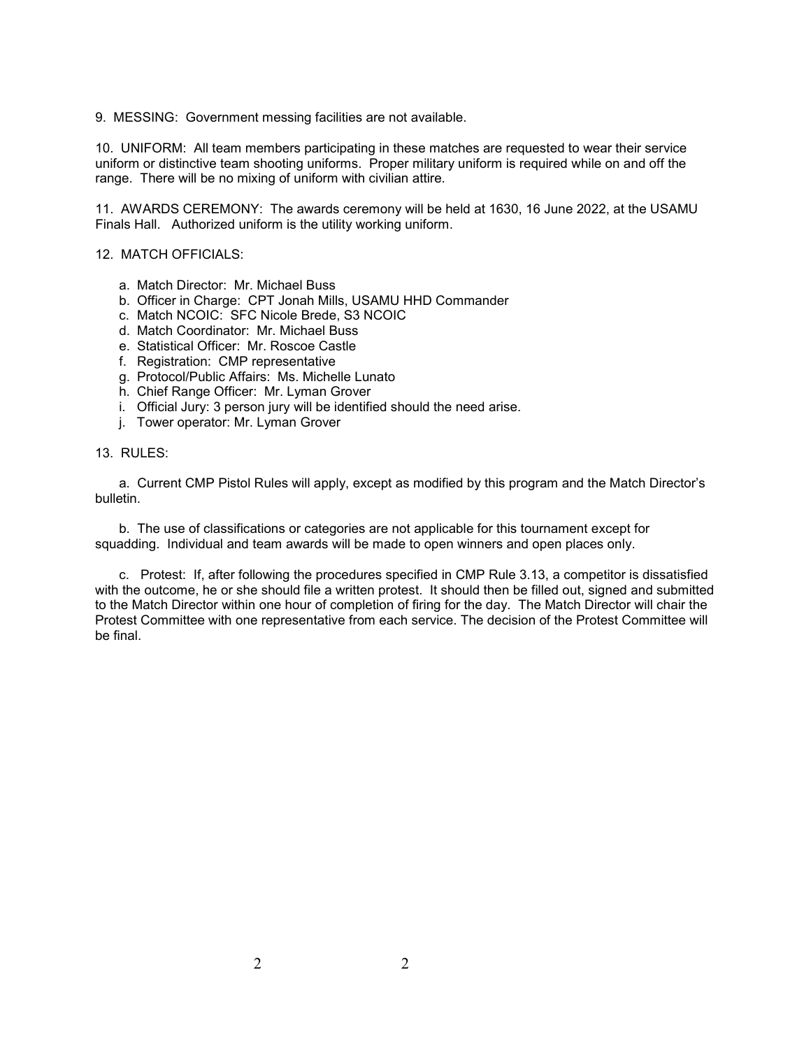9. MESSING: Government messing facilities are not available.

10. UNIFORM: All team members participating in these matches are requested to wear their service uniform or distinctive team shooting uniforms. Proper military uniform is required while on and off the range. There will be no mixing of uniform with civilian attire.

11. AWARDS CEREMONY: The awards ceremony will be held at 1630, 16 June 2022, at the USAMU Finals Hall. Authorized uniform is the utility working uniform.

12. MATCH OFFICIALS:

a. Match Director: Mr. Michael Buss
b. Officer in Charge: CPT Jonah Mills, USAMU HHD Commander
c. Match NCOIC: SFC Nicole Brede, S3 NCOIC
d. Match Coordinator: Mr. Michael Buss
e. Statistical Officer: Mr. Roscoe Castle
f. Registration: CMP representative
g. Protocol/Public Affairs: Ms. Michelle Lunato
h. Chief Range Officer: Mr. Lyman Grover
i. Official Jury: 3 person jury will be identified should the need arise.
j. Tower operator: Mr. Lyman Grover

13. RULES:

a. Current CMP Pistol Rules will apply, except as modified by this program and the Match Director's bulletin.

b. The use of classifications or categories are not applicable for this tournament except for squadding. Individual and team awards will be made to open winners and open places only.

c. Protest: If, after following the procedures specified in CMP Rule 3.13, a competitor is dissatisfied with the outcome, he or she should file a written protest. It should then be filled out, signed and submitted to the Match Director within one hour of completion of firing for the day. The Match Director will chair the Protest Committee with one representative from each service. The decision of the Protest Committee will be final.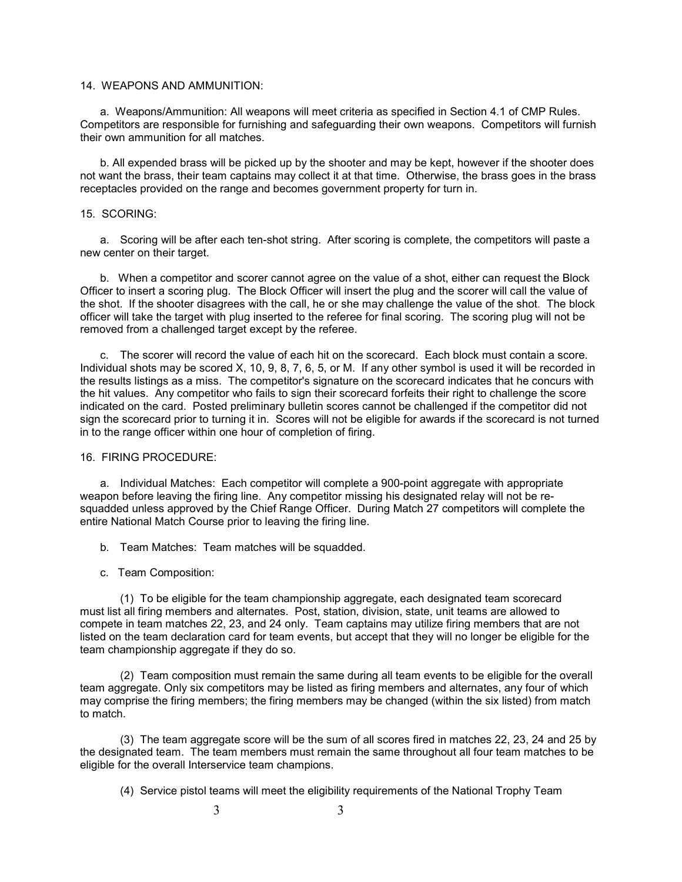14. WEAPONS AND AMMUNITION:

a. Weapons/Ammunition: All weapons will meet criteria as specified in Section 4.1 of CMP Rules. Competitors are responsible for furnishing and safeguarding their own weapons. Competitors will furnish their own ammunition for all matches.

b. All expended brass will be picked up by the shooter and may be kept, however if the shooter does not want the brass, their team captains may collect it at that time. Otherwise, the brass goes in the brass receptacles provided on the range and becomes government property for turn in.

15. SCORING:

a. Scoring will be after each ten-shot string. After scoring is complete, the competitors will paste a new center on their target.

b. When a competitor and scorer cannot agree on the value of a shot, either can request the Block Officer to insert a scoring plug. The Block Officer will insert the plug and the scorer will call the value of the shot. If the shooter disagrees with the call, he or she may challenge the value of the shot. The block officer will take the target with plug inserted to the referee for final scoring. The scoring plug will not be removed from a challenged target except by the referee.

c. The scorer will record the value of each hit on the scorecard. Each block must contain a score. Individual shots may be scored X, 10, 9, 8, 7, 6, 5, or M. If any other symbol is used it will be recorded in the results listings as a miss. The competitor's signature on the scorecard indicates that he concurs with the hit values. Any competitor who fails to sign their scorecard forfeits their right to challenge the score indicated on the card. Posted preliminary bulletin scores cannot be challenged if the competitor did not sign the scorecard prior to turning it in. Scores will not be eligible for awards if the scorecard is not turned in to the range officer within one hour of completion of firing.

16. FIRING PROCEDURE:

a. Individual Matches: Each competitor will complete a 900-point aggregate with appropriate weapon before leaving the firing line. Any competitor missing his designated relay will not be re-squadded unless approved by the Chief Range Officer. During Match 27 competitors will complete the entire National Match Course prior to leaving the firing line.

b. Team Matches: Team matches will be squadded.

c. Team Composition:

(1) To be eligible for the team championship aggregate, each designated team scorecard must list all firing members and alternates. Post, station, division, state, unit teams are allowed to compete in team matches 22, 23, and 24 only. Team captains may utilize firing members that are not listed on the team declaration card for team events, but accept that they will no longer be eligible for the team championship aggregate if they do so.

(2) Team composition must remain the same during all team events to be eligible for the overall team aggregate. Only six competitors may be listed as firing members and alternates, any four of which may comprise the firing members; the firing members may be changed (within the six listed) from match to match.

(3) The team aggregate score will be the sum of all scores fired in matches 22, 23, 24 and 25 by the designated team. The team members must remain the same throughout all four team matches to be eligible for the overall Interservice team champions.

(4) Service pistol teams will meet the eligibility requirements of the National Trophy Team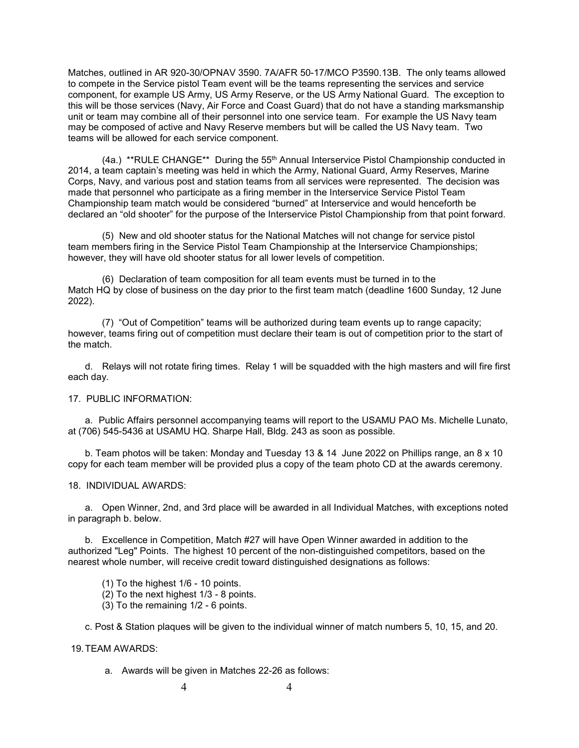Matches, outlined in AR 920-30/OPNAV 3590. 7A/AFR 50-17/MCO P3590.13B. The only teams allowed to compete in the Service pistol Team event will be the teams representing the services and service component, for example US Army, US Army Reserve, or the US Army National Guard. The exception to this will be those services (Navy, Air Force and Coast Guard) that do not have a standing marksmanship unit or team may combine all of their personnel into one service team. For example the US Navy team may be composed of active and Navy Reserve members but will be called the US Navy team. Two teams will be allowed for each service component.

(4a.) **RULE CHANGE** During the 55th Annual Interservice Pistol Championship conducted in 2014, a team captain's meeting was held in which the Army, National Guard, Army Reserves, Marine Corps, Navy, and various post and station teams from all services were represented. The decision was made that personnel who participate as a firing member in the Interservice Service Pistol Team Championship team match would be considered "burned" at Interservice and would henceforth be declared an "old shooter" for the purpose of the Interservice Pistol Championship from that point forward.

(5) New and old shooter status for the National Matches will not change for service pistol team members firing in the Service Pistol Team Championship at the Interservice Championships; however, they will have old shooter status for all lower levels of competition.

(6) Declaration of team composition for all team events must be turned in to the Match HQ by close of business on the day prior to the first team match (deadline 1600 Sunday, 12 June 2022).

(7) "Out of Competition" teams will be authorized during team events up to range capacity; however, teams firing out of competition must declare their team is out of competition prior to the start of the match.

d. Relays will not rotate firing times. Relay 1 will be squadded with the high masters and will fire first each day.

17. PUBLIC INFORMATION:

a. Public Affairs personnel accompanying teams will report to the USAMU PAO Ms. Michelle Lunato, at (706) 545-5436 at USAMU HQ. Sharpe Hall, Bldg. 243 as soon as possible.

b. Team photos will be taken: Monday and Tuesday 13 & 14 June 2022 on Phillips range, an 8 x 10 copy for each team member will be provided plus a copy of the team photo CD at the awards ceremony.

18. INDIVIDUAL AWARDS:

a. Open Winner, 2nd, and 3rd place will be awarded in all Individual Matches, with exceptions noted in paragraph b. below.

b. Excellence in Competition, Match #27 will have Open Winner awarded in addition to the authorized "Leg" Points. The highest 10 percent of the non-distinguished competitors, based on the nearest whole number, will receive credit toward distinguished designations as follows:

(1) To the highest 1/6 - 10 points.
(2) To the next highest 1/3 - 8 points.
(3) To the remaining 1/2 - 6 points.

c. Post & Station plaques will be given to the individual winner of match numbers 5, 10, 15, and 20.

19. TEAM AWARDS:

a. Awards will be given in Matches 22-26 as follows: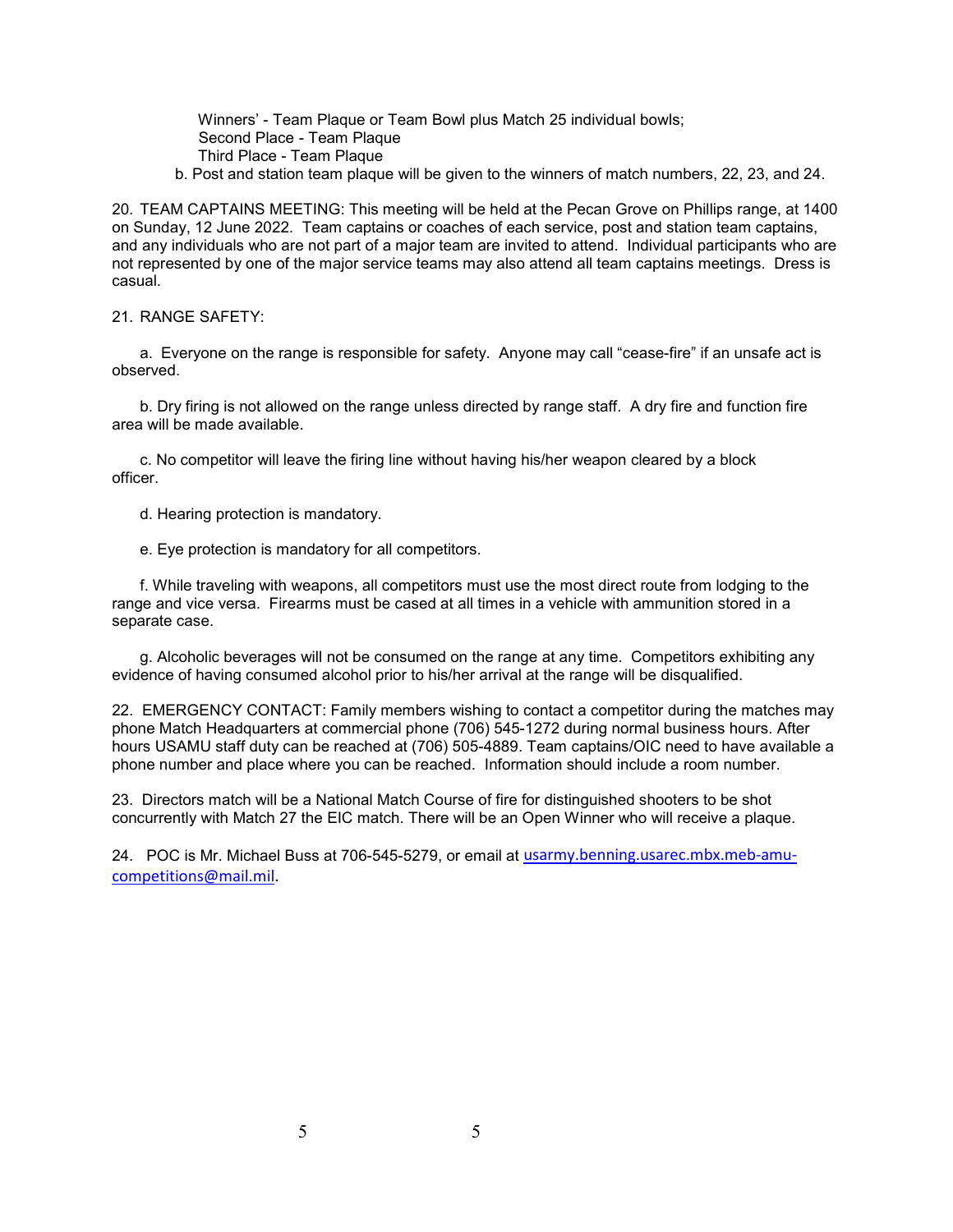Winners' - Team Plaque or Team Bowl plus Match 25 individual bowls;
Second Place - Team Plaque
Third Place - Team Plaque

b. Post and station team plaque will be given to the winners of match numbers, 22, 23, and 24.

20. TEAM CAPTAINS MEETING: This meeting will be held at the Pecan Grove on Phillips range, at 1400 on Sunday, 12 June 2022. Team captains or coaches of each service, post and station team captains, and any individuals who are not part of a major team are invited to attend. Individual participants who are not represented by one of the major service teams may also attend all team captains meetings. Dress is casual.

21. RANGE SAFETY:

a. Everyone on the range is responsible for safety. Anyone may call "cease-fire" if an unsafe act is observed.

b. Dry firing is not allowed on the range unless directed by range staff. A dry fire and function fire area will be made available.

c. No competitor will leave the firing line without having his/her weapon cleared by a block officer.

d. Hearing protection is mandatory.

e. Eye protection is mandatory for all competitors.

f. While traveling with weapons, all competitors must use the most direct route from lodging to the range and vice versa. Firearms must be cased at all times in a vehicle with ammunition stored in a separate case.

g. Alcoholic beverages will not be consumed on the range at any time. Competitors exhibiting any evidence of having consumed alcohol prior to his/her arrival at the range will be disqualified.

22. EMERGENCY CONTACT: Family members wishing to contact a competitor during the matches may phone Match Headquarters at commercial phone (706) 545-1272 during normal business hours. After hours USAMU staff duty can be reached at (706) 505-4889. Team captains/OIC need to have available a phone number and place where you can be reached. Information should include a room number.

23. Directors match will be a National Match Course of fire for distinguished shooters to be shot concurrently with Match 27 the EIC match. There will be an Open Winner who will receive a plaque.

24. POC is Mr. Michael Buss at 706-545-5279, or email at usarmy.benning.usarec.mbx.meb-amu-competitions@mail.mil.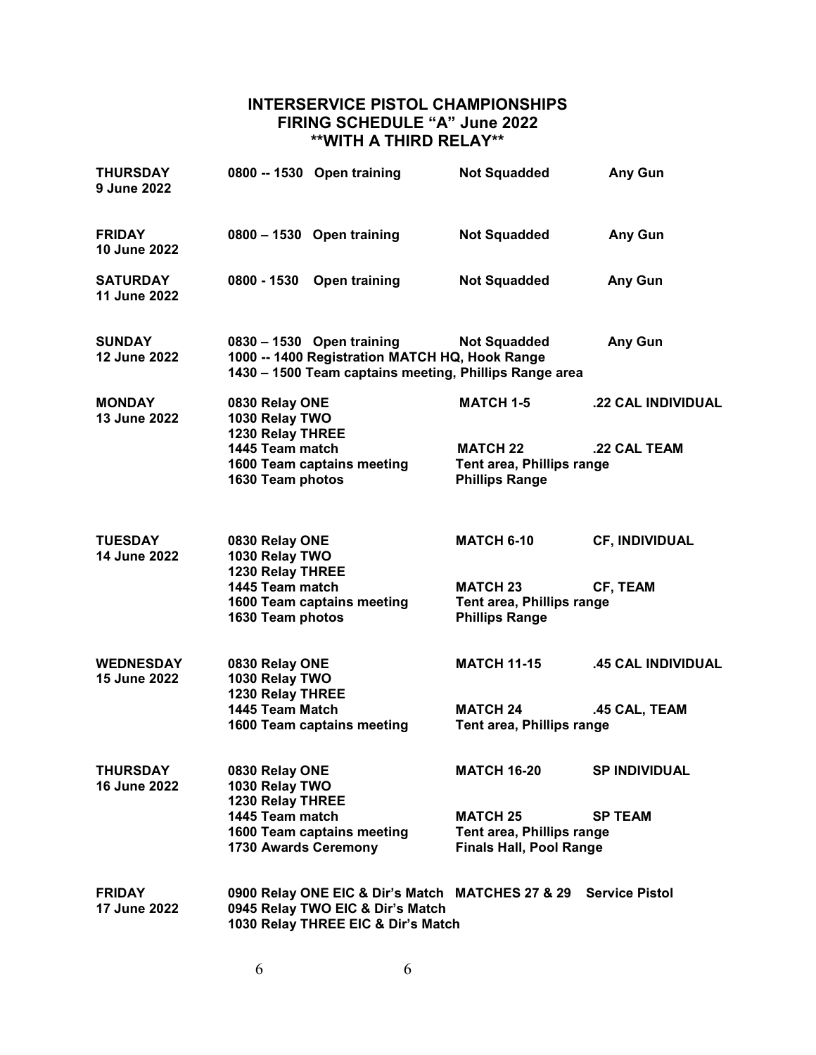# INTERSERVICE PISTOL CHAMPIONSHIPS
## FIRING SCHEDULE "A" June 2022
## **WITH A THIRD RELAY**

| | | | |
|---|---|---|---|
| **THURSDAY 9 June 2022** | **0800 -- 1530 Open training** | **Not Squadded** | **Any Gun** |
| **FRIDAY 10 June 2022** | **0800 – 1530 Open training** | **Not Squadded** | **Any Gun** |
| **SATURDAY 11 June 2022** | **0800 - 1530 Open training** | **Not Squadded** | **Any Gun** |
| **SUNDAY 12 June 2022** | **0830 – 1530 Open training** | **Not Squadded** | **Any Gun** |
| | **1000 -- 1400 Registration MATCH HQ, Hook Range** | | |
| | **1430 – 1500 Team captains meeting, Phillips Range area** | | |
| **MONDAY 13 June 2022** | **0830 Relay ONE** | **MATCH 1-5** | **.22 CAL INDIVIDUAL** |
| | **1030 Relay TWO** | | |
| | **1230 Relay THREE** | | |
| | **1445 Team match** | **MATCH 22** | **.22 CAL TEAM** |
| | **1600 Team captains meeting** | **Tent area, Phillips range** | |
| | **1630 Team photos** | **Phillips Range** | |
| **TUESDAY 14 June 2022** | **0830 Relay ONE** | **MATCH 6-10** | **CF, INDIVIDUAL** |
| | **1030 Relay TWO** | | |
| | **1230 Relay THREE** | | |
| | **1445 Team match** | **MATCH 23** | **CF, TEAM** |
| | **1600 Team captains meeting** | **Tent area, Phillips range** | |
| | **1630 Team photos** | **Phillips Range** | |
| **WEDNESDAY 15 June 2022** | **0830 Relay ONE** | **MATCH 11-15** | **.45 CAL INDIVIDUAL** |
| | **1030 Relay TWO** | | |
| | **1230 Relay THREE** | | |
| | **1445 Team Match** | **MATCH 24** | **.45 CAL, TEAM** |
| | **1600 Team captains meeting** | **Tent area, Phillips range** | |
| **THURSDAY 16 June 2022** | **0830 Relay ONE** | **MATCH 16-20** | **SP INDIVIDUAL** |
| | **1030 Relay TWO** | | |
| | **1230 Relay THREE** | | |
| | **1445 Team match** | **MATCH 25** | **SP TEAM** |
| | **1600 Team captains meeting** | **Tent area, Phillips range** | |
| | **1730 Awards Ceremony** | **Finals Hall, Pool Range** | |
| **FRIDAY 17 June 2022** | **0900 Relay ONE EIC & Dir's Match** | **MATCHES 27 & 29** | **Service Pistol** |
| | **0945 Relay TWO EIC & Dir's Match** | | |
| | **1030 Relay THREE EIC & Dir's Match** | | |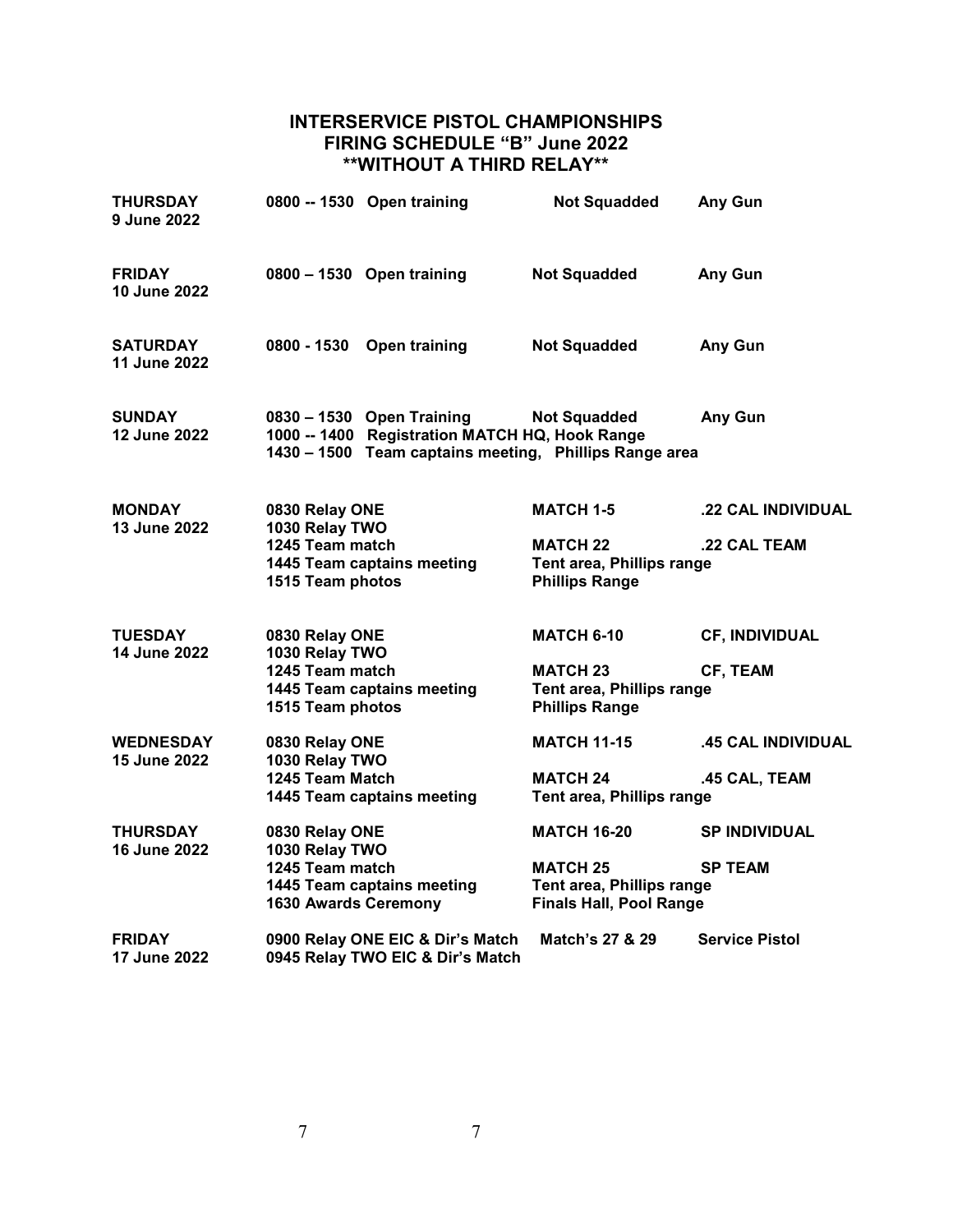## INTERSERVICE PISTOL CHAMPIONSHIPS
## FIRING SCHEDULE "B" June 2022
## **WITHOUT A THIRD RELAY**

| Day | Time / Event | Match / Location | Category |
|---|---|---|---|
| **THURSDAY 9 June 2022** | **0800 -- 1530 Open training** | **Not Squadded** | **Any Gun** |
| **FRIDAY 10 June 2022** | **0800 – 1530 Open training** | **Not Squadded** | **Any Gun** |
| **SATURDAY 11 June 2022** | **0800 - 1530 Open training** | **Not Squadded** | **Any Gun** |
| **SUNDAY 12 June 2022** | **0830 – 1530 Open Training** | **Not Squadded** | **Any Gun** |
| | **1000 -- 1400 Registration MATCH HQ, Hook Range** | | |
| | **1430 – 1500 Team captains meeting, Phillips Range area** | | |
| **MONDAY 13 June 2022** | **0830 Relay ONE** | **MATCH 1-5** | **.22 CAL INDIVIDUAL** |
| | **1030 Relay TWO** | | |
| | **1245 Team match** | **MATCH 22** | **.22 CAL TEAM** |
| | **1445 Team captains meeting** | **Tent area, Phillips range** | |
| | **1515 Team photos** | **Phillips Range** | |
| **TUESDAY 14 June 2022** | **0830 Relay ONE** | **MATCH 6-10** | **CF, INDIVIDUAL** |
| | **1030 Relay TWO** | | |
| | **1245 Team match** | **MATCH 23** | **CF, TEAM** |
| | **1445 Team captains meeting** | **Tent area, Phillips range** | |
| | **1515 Team photos** | **Phillips Range** | |
| **WEDNESDAY 15 June 2022** | **0830 Relay ONE** | **MATCH 11-15** | **.45 CAL INDIVIDUAL** |
| | **1030 Relay TWO** | | |
| | **1245 Team Match** | **MATCH 24** | **.45 CAL, TEAM** |
| | **1445 Team captains meeting** | **Tent area, Phillips range** | |
| **THURSDAY 16 June 2022** | **0830 Relay ONE** | **MATCH 16-20** | **SP INDIVIDUAL** |
| | **1030 Relay TWO** | | |
| | **1245 Team match** | **MATCH 25** | **SP TEAM** |
| | **1445 Team captains meeting** | **Tent area, Phillips range** | |
| | **1630 Awards Ceremony** | **Finals Hall, Pool Range** | |
| **FRIDAY 17 June 2022** | **0900 Relay ONE EIC & Dir's Match** | **Match's 27 & 29** | **Service Pistol** |
| | **0945 Relay TWO EIC & Dir's Match** | | |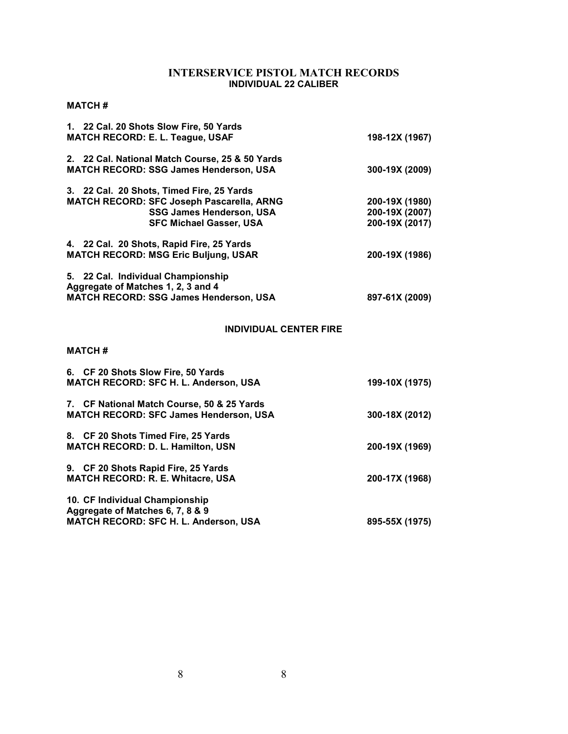# INTERSERVICE PISTOL MATCH RECORDS

## INDIVIDUAL 22 CALIBER

**MATCH #**

| | |
|---|---|
| **1. 22 Cal. 20 Shots Slow Fire, 50 Yards** | |
| **MATCH RECORD: E. L. Teague, USAF** | **198-12X (1967)** |
| **2. 22 Cal. National Match Course, 25 & 50 Yards** | |
| **MATCH RECORD: SSG James Henderson, USA** | **300-19X (2009)** |
| **3. 22 Cal. 20 Shots, Timed Fire, 25 Yards** | |
| **MATCH RECORD: SFC Joseph Pascarella, ARNG** | **200-19X (1980)** |
| **SSG James Henderson, USA** | **200-19X (2007)** |
| **SFC Michael Gasser, USA** | **200-19X (2017)** |
| **4. 22 Cal. 20 Shots, Rapid Fire, 25 Yards** | |
| **MATCH RECORD: MSG Eric Buljung, USAR** | **200-19X (1986)** |
| **5. 22 Cal. Individual Championship Aggregate of Matches 1, 2, 3 and 4** | |
| **MATCH RECORD: SSG James Henderson, USA** | **897-61X (2009)** |

## INDIVIDUAL CENTER FIRE

**MATCH #**

| | |
|---|---|
| **6. CF 20 Shots Slow Fire, 50 Yards** | |
| **MATCH RECORD: SFC H. L. Anderson, USA** | **199-10X (1975)** |
| **7. CF National Match Course, 50 & 25 Yards** | |
| **MATCH RECORD: SFC James Henderson, USA** | **300-18X (2012)** |
| **8. CF 20 Shots Timed Fire, 25 Yards** | |
| **MATCH RECORD: D. L. Hamilton, USN** | **200-19X (1969)** |
| **9. CF 20 Shots Rapid Fire, 25 Yards** | |
| **MATCH RECORD: R. E. Whitacre, USA** | **200-17X (1968)** |
| **10. CF Individual Championship Aggregate of Matches 6, 7, 8 & 9** | |
| **MATCH RECORD: SFC H. L. Anderson, USA** | **895-55X (1975)** |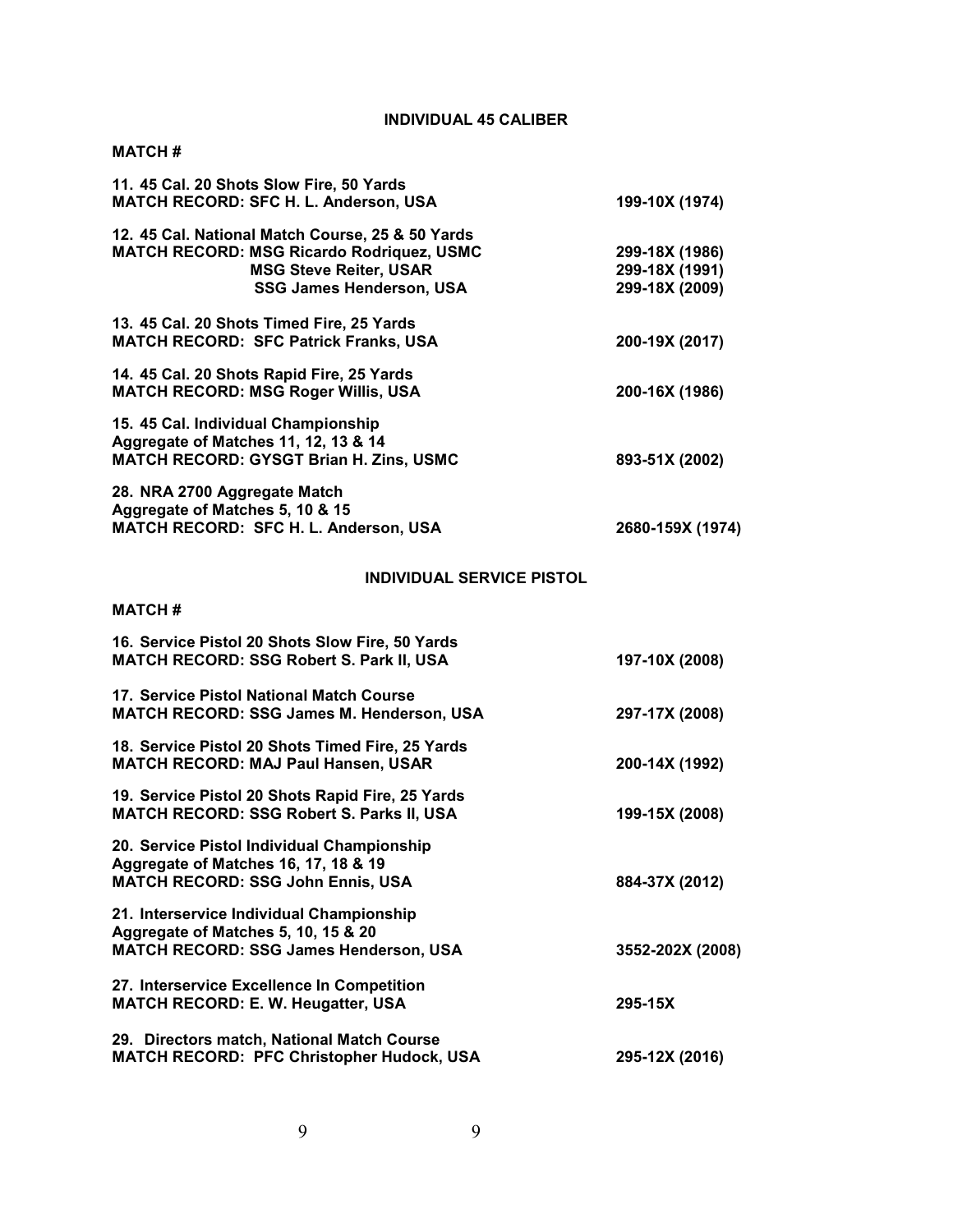## INDIVIDUAL 45 CALIBER

**MATCH #**

**11. 45 Cal. 20 Shots Slow Fire, 50 Yards**
**MATCH RECORD: SFC H. L. Anderson, USA** — **199-10X (1974)**

**12. 45 Cal. National Match Course, 25 & 50 Yards**
**MATCH RECORD: MSG Ricardo Rodriquez, USMC** — **299-18X (1986)**
**MSG Steve Reiter, USAR** — **299-18X (1991)**
**SSG James Henderson, USA** — **299-18X (2009)**

**13. 45 Cal. 20 Shots Timed Fire, 25 Yards**
**MATCH RECORD: SFC Patrick Franks, USA** — **200-19X (2017)**

**14. 45 Cal. 20 Shots Rapid Fire, 25 Yards**
**MATCH RECORD: MSG Roger Willis, USA** — **200-16X (1986)**

**15. 45 Cal. Individual Championship**
**Aggregate of Matches 11, 12, 13 & 14**
**MATCH RECORD: GYSGT Brian H. Zins, USMC** — **893-51X (2002)**

**28. NRA 2700 Aggregate Match**
**Aggregate of Matches 5, 10 & 15**
**MATCH RECORD: SFC H. L. Anderson, USA** — **2680-159X (1974)**

## INDIVIDUAL SERVICE PISTOL

**MATCH #**

**16. Service Pistol 20 Shots Slow Fire, 50 Yards**
**MATCH RECORD: SSG Robert S. Park II, USA** — **197-10X (2008)**

**17. Service Pistol National Match Course**
**MATCH RECORD: SSG James M. Henderson, USA** — **297-17X (2008)**

**18. Service Pistol 20 Shots Timed Fire, 25 Yards**
**MATCH RECORD: MAJ Paul Hansen, USAR** — **200-14X (1992)**

**19. Service Pistol 20 Shots Rapid Fire, 25 Yards**
**MATCH RECORD: SSG Robert S. Parks II, USA** — **199-15X (2008)**

**20. Service Pistol Individual Championship**
**Aggregate of Matches 16, 17, 18 & 19**
**MATCH RECORD: SSG John Ennis, USA** — **884-37X (2012)**

**21. Interservice Individual Championship**
**Aggregate of Matches 5, 10, 15 & 20**
**MATCH RECORD: SSG James Henderson, USA** — **3552-202X (2008)**

**27. Interservice Excellence In Competition**
**MATCH RECORD: E. W. Heugatter, USA** — **295-15X**

**29. Directors match, National Match Course**
**MATCH RECORD: PFC Christopher Hudock, USA** — **295-12X (2016)**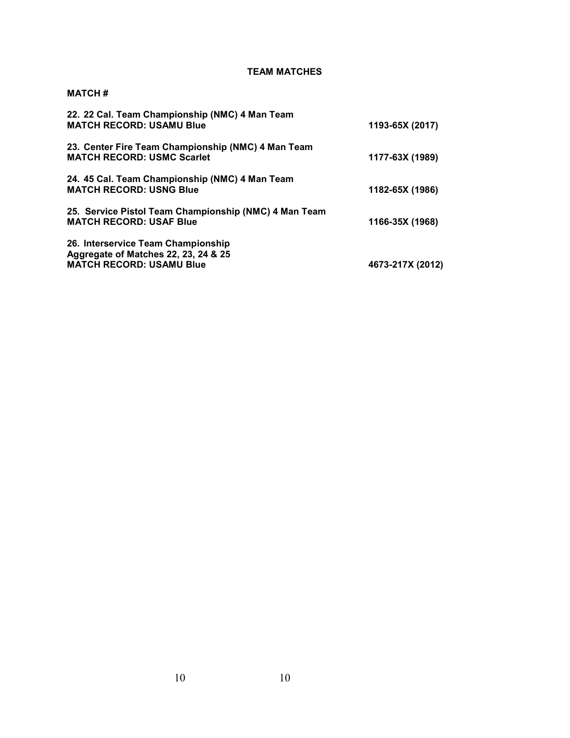## TEAM MATCHES

**MATCH #**

**22. 22 Cal. Team Championship (NMC) 4 Man Team**
**MATCH RECORD: USAMU Blue** **1193-65X (2017)**

**23. Center Fire Team Championship (NMC) 4 Man Team**
**MATCH RECORD: USMC Scarlet** **1177-63X (1989)**

**24. 45 Cal. Team Championship (NMC) 4 Man Team**
**MATCH RECORD: USNG Blue** **1182-65X (1986)**

**25. Service Pistol Team Championship (NMC) 4 Man Team**
**MATCH RECORD: USAF Blue** **1166-35X (1968)**

**26. Interservice Team Championship**
**Aggregate of Matches 22, 23, 24 & 25**
**MATCH RECORD: USAMU Blue** **4673-217X (2012)**